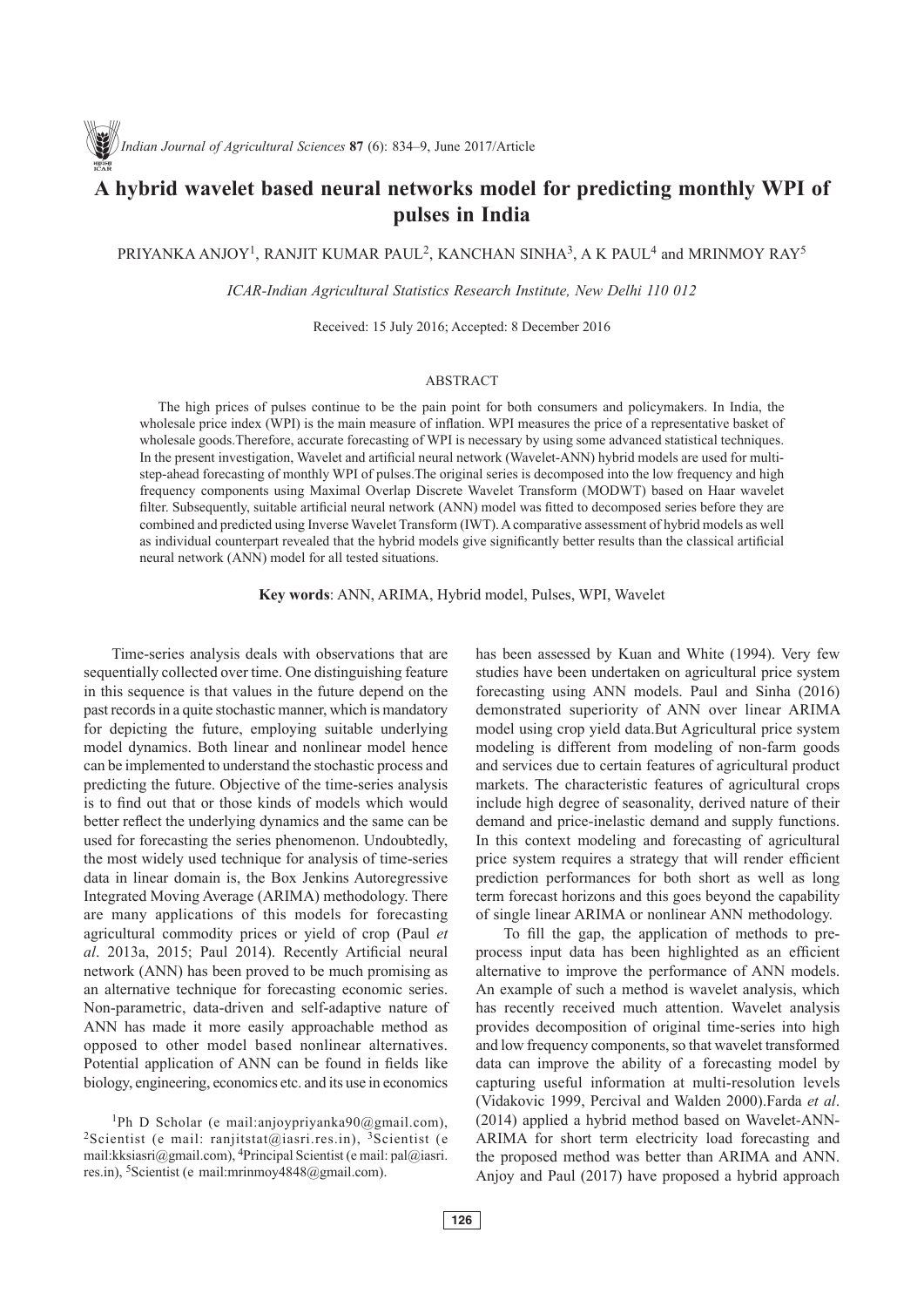# A hybrid wavelet based neural networks model for predicting monthly WPI of pulses in India

PRIYANKA ANJOY[1], RANJIT KUMAR PAUL[2], KANCHAN SINHA[3], A K PAUL[4] and MRINMOY RAY[5]

*ICAR-Indian Agricultural Statistics Research Institute, New Delhi 110 012*

Received: 15 July 2016; Accepted: 8 December 2016

## ABSTRACT

The high prices of pulses continue to be the pain point for both consumers and policymakers. In India, the wholesale price index (WPI) is the main measure of inflation. WPI measures the price of a representative basket of wholesale goods.Therefore, accurate forecasting of WPI is necessary by using some advanced statistical techniques. In the present investigation, Wavelet and artificial neural network (Wavelet-ANN) hybrid models are used for multi-step-ahead forecasting of monthly WPI of pulses.The original series is decomposed into the low frequency and high frequency components using Maximal Overlap Discrete Wavelet Transform (MODWT) based on Haar wavelet filter. Subsequently, suitable artificial neural network (ANN) model was fitted to decomposed series before they are combined and predicted using Inverse Wavelet Transform (IWT). A comparative assessment of hybrid models as well as individual counterpart revealed that the hybrid models give significantly better results than the classical artificial neural network (ANN) model for all tested situations.

**Key words**: ANN, ARIMA, Hybrid model, Pulses, WPI, Wavelet

Time-series analysis deals with observations that are sequentially collected over time. One distinguishing feature in this sequence is that values in the future depend on the past records in a quite stochastic manner, which is mandatory for depicting the future, employing suitable underlying model dynamics. Both linear and nonlinear model hence can be implemented to understand the stochastic process and predicting the future. Objective of the time-series analysis is to find out that or those kinds of models which would better reflect the underlying dynamics and the same can be used for forecasting the series phenomenon. Undoubtedly, the most widely used technique for analysis of time-series data in linear domain is, the Box Jenkins Autoregressive Integrated Moving Average (ARIMA) methodology. There are many applications of this models for forecasting agricultural commodity prices or yield of crop (Paul *et al*. 2013a, 2015; Paul 2014). Recently Artificial neural network (ANN) has been proved to be much promising as an alternative technique for forecasting economic series. Non-parametric, data-driven and self-adaptive nature of ANN has made it more easily approachable method as opposed to other model based nonlinear alternatives. Potential application of ANN can be found in fields like biology, engineering, economics etc. and its use in economics has been assessed by Kuan and White (1994). Very few studies have been undertaken on agricultural price system forecasting using ANN models. Paul and Sinha (2016) demonstrated superiority of ANN over linear ARIMA model using crop yield data.But Agricultural price system modeling is different from modeling of non-farm goods and services due to certain features of agricultural product markets. The characteristic features of agricultural crops include high degree of seasonality, derived nature of their demand and price-inelastic demand and supply functions. In this context modeling and forecasting of agricultural price system requires a strategy that will render efficient prediction performances for both short as well as long term forecast horizons and this goes beyond the capability of single linear ARIMA or nonlinear ANN methodology.

To fill the gap, the application of methods to pre-process input data has been highlighted as an efficient alternative to improve the performance of ANN models. An example of such a method is wavelet analysis, which has recently received much attention. Wavelet analysis provides decomposition of original time-series into high and low frequency components, so that wavelet transformed data can improve the ability of a forecasting model by capturing useful information at multi-resolution levels (Vidakovic 1999, Percival and Walden 2000).Farda *et al*. (2014) applied a hybrid method based on Wavelet-ANN-ARIMA for short term electricity load forecasting and the proposed method was better than ARIMA and ANN. Anjoy and Paul (2017) have proposed a hybrid approach

[1]Ph D Scholar (e mail:anjoypriyanka90@gmail.com), [2]Scientist (e mail: ranjitstat@iasri.res.in), [3]Scientist (e mail:kksiasri@gmail.com), [4]Principal Scientist (e mail: pal@iasri.res.in), [5]Scientist (e mail:mrinmoy4848@gmail.com).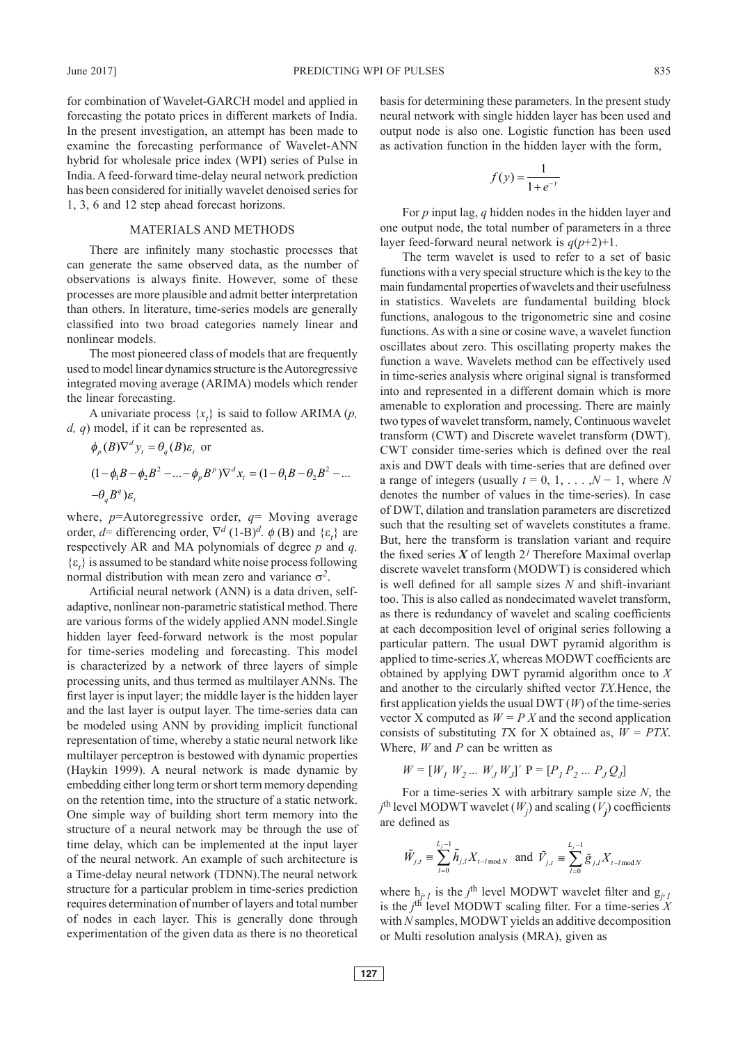for combination of Wavelet-GARCH model and applied in forecasting the potato prices in different markets of India. In the present investigation, an attempt has been made to examine the forecasting performance of Wavelet-ANN hybrid for wholesale price index (WPI) series of Pulse in India. A feed-forward time-delay neural network prediction has been considered for initially wavelet denoised series for 1, 3, 6 and 12 step ahead forecast horizons.

## MATERIALS AND METHODS

There are infinitely many stochastic processes that can generate the same observed data, as the number of observations is always finite. However, some of these processes are more plausible and admit better interpretation than others. In literature, time-series models are generally classified into two broad categories namely linear and nonlinear models.

The most pioneered class of models that are frequently used to model linear dynamics structure is the Autoregressive integrated moving average (ARIMA) models which render the linear forecasting.

A univariate process $\{x_t\}$ is said to follow ARIMA ($p$, $d$, $q$) model, if it can be represented as.

$$\phi_p(B)\nabla^d y_t = \theta_q(B)\varepsilon_t \text{ or}$$

$$(1-\phi_1 B-\phi_2 B^2-...-\phi_p B^p)\nabla^d x_t = (1-\theta_1 B-\theta_2 B^2-...-\theta_q B^q)\varepsilon_t$$

where, $p$=Autoregressive order, $q$= Moving average order, $d$= differencing order, $\nabla^d$ $(1\text{-B})^d$. $\phi$ (B) and $\{\varepsilon_t\}$ are respectively AR and MA polynomials of degree $p$ and $q$, $\{\varepsilon_t\}$ is assumed to be standard white noise process following normal distribution with mean zero and variance $\sigma^2$.

Artificial neural network (ANN) is a data driven, self-adaptive, nonlinear non-parametric statistical method. There are various forms of the widely applied ANN model.Single hidden layer feed-forward network is the most popular for time-series modeling and forecasting. This model is characterized by a network of three layers of simple processing units, and thus termed as multilayer ANNs. The first layer is input layer; the middle layer is the hidden layer and the last layer is output layer. The time-series data can be modeled using ANN by providing implicit functional representation of time, whereby a static neural network like multilayer perceptron is bestowed with dynamic properties (Haykin 1999). A neural network is made dynamic by embedding either long term or short term memory depending on the retention time, into the structure of a static network. One simple way of building short term memory into the structure of a neural network may be through the use of time delay, which can be implemented at the input layer of the neural network. An example of such architecture is a Time-delay neural network (TDNN).The neural network structure for a particular problem in time-series prediction requires determination of number of layers and total number of nodes in each layer. This is generally done through experimentation of the given data as there is no theoretical basis for determining these parameters. In the present study neural network with single hidden layer has been used and output node is also one. Logistic function has been used as activation function in the hidden layer with the form,

$$f(y)=\frac{1}{1+e^{-y}}$$

For $p$ input lag, $q$ hidden nodes in the hidden layer and one output node, the total number of parameters in a three layer feed-forward neural network is $q(p+2)+1$.

The term wavelet is used to refer to a set of basic functions with a very special structure which is the key to the main fundamental properties of wavelets and their usefulness in statistics. Wavelets are fundamental building block functions, analogous to the trigonometric sine and cosine functions. As with a sine or cosine wave, a wavelet function oscillates about zero. This oscillating property makes the function a wave. Wavelets method can be effectively used in time-series analysis where original signal is transformed into and represented in a different domain which is more amenable to exploration and processing. There are mainly two types of wavelet transform, namely, Continuous wavelet transform (CWT) and Discrete wavelet transform (DWT). CWT consider time-series which is defined over the real axis and DWT deals with time-series that are defined over a range of integers (usually $t = 0, 1, . . . , N - 1$, where $N$ denotes the number of values in the time-series). In case of DWT, dilation and translation parameters are discretized such that the resulting set of wavelets constitutes a frame. But, here the transform is translation variant and require the fixed series $\boldsymbol{X}$ of length $2^j$ Therefore Maximal overlap discrete wavelet transform (MODWT) is considered which is well defined for all sample sizes $N$ and shift-invariant too. This is also called as nondecimated wavelet transform, as there is redundancy of wavelet and scaling coefficients at each decomposition level of original series following a particular pattern. The usual DWT pyramid algorithm is applied to time-series $X$, whereas MODWT coefficients are obtained by applying DWT pyramid algorithm once to $X$ and another to the circularly shifted vector $TX$.Hence, the first application yields the usual DWT ($W$) of the time-series vector X computed as $W = P X$ and the second application consists of substituting $T$X for X obtained as, $W = PTX$. Where, $W$ and $P$ can be written as

$$W = [W_1\ W_2 ...\ W_J\ W_J]' \ \ \mathrm{P} = [P_1\ P_2 ...\ P_J\ Q_J]$$

For a time-series X with arbitrary sample size $N$, the $j^{\text{th}}$ level MODWT wavelet ($W_j$) and scaling ($V_j$) coefficients are defined as

$$\tilde{W}_{j,t} \equiv \sum_{l=0}^{L_j-1} \tilde{h}_{j,l} X_{t-l \bmod N} \text{ and } \tilde{V}_{j,t} \equiv \sum_{l=0}^{L_j-1} \tilde{g}_{j,l} X_{t-l \bmod N}$$

where $h_{j,l}$ is the $j^{\text{th}}$ level MODWT wavelet filter and $g_{j,l}$ is the $j^{\text{th}}$ level MODWT scaling filter. For a time-series $X$ with $N$ samples, MODWT yields an additive decomposition or Multi resolution analysis (MRA), given as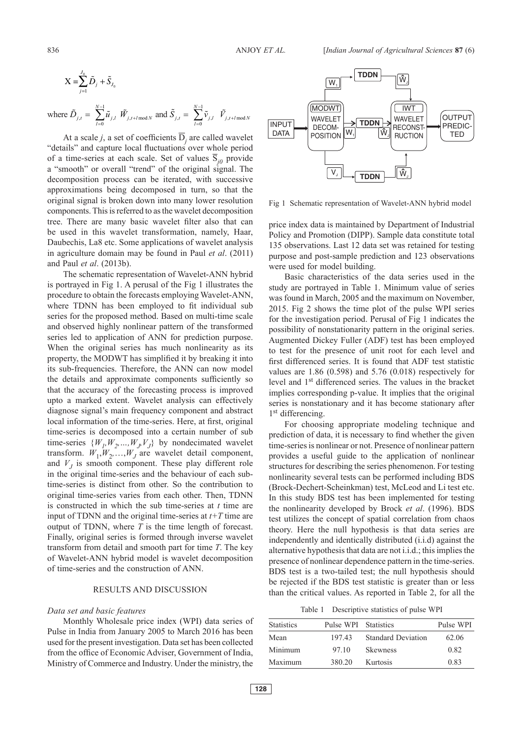$$X = \sum_{j=1}^{J_0} \tilde{D}_j + \tilde{S}_{J_0}$$

where $\tilde{D}_{j,t} = \sum_{l=0}^{N-1} \tilde{u}_{j,l} \; \tilde{W}_{j,t+l \bmod N}$ and $\tilde{S}_{j,t} = \sum_{l=0}^{N-1} \tilde{v}_{j,l} \; \tilde{V}_{j,t+l \bmod N}$

At a scale $j$, a set of coefficients $\overline{D}_j$ are called wavelet "details" and capture local fluctuations over whole period of a time-series at each scale. Set of values $\overline{S}_{j0}$ provide a "smooth" or overall "trend" of the original signal. The decomposition process can be iterated, with successive approximations being decomposed in turn, so that the original signal is broken down into many lower resolution components. This is referred to as the wavelet decomposition tree. There are many basic wavelet filter also that can be used in this wavelet transformation, namely, Haar, Daubechis, La8 etc. Some applications of wavelet analysis in agriculture domain may be found in Paul *et al*. (2011) and Paul *et al*. (2013b).

The schematic representation of Wavelet-ANN hybrid is portrayed in Fig 1. A perusal of the Fig 1 illustrates the procedure to obtain the forecasts employing Wavelet-ANN, where TDNN has been employed to fit individual sub series for the proposed method. Based on multi-time scale and observed highly nonlinear pattern of the transformed series led to application of ANN for prediction purpose. When the original series has much nonlinearity as its property, the MODWT has simplified it by breaking it into its sub-frequencies. Therefore, the ANN can now model the details and approximate components sufficiently so that the accuracy of the forecasting process is improved upto a marked extent. Wavelet analysis can effectively diagnose signal's main frequency component and abstract local information of the time-series. Here, at first, original time-series is decomposed into a certain number of sub time-series $\{W_1, W_2, ..., W_J, V_J\}$ by nondecimated wavelet transform. $W_1, W_2, \ldots, W_J$ are wavelet detail component, and $V_J$ is smooth component. These play different role in the original time-series and the behaviour of each sub-time-series is distinct from other. So the contribution to original time-series varies from each other. Then, TDNN is constructed in which the sub time-series at $t$ time are input of TDNN and the original time-series at $t+T$ time are output of TDNN, where $T$ is the time length of forecast. Finally, original series is formed through inverse wavelet transform from detail and smooth part for time $T$. The key of Wavelet-ANN hybrid model is wavelet decomposition of time-series and the construction of ANN.

Fig 1 Schematic representation of Wavelet-ANN hybrid model

## RESULTS AND DISCUSSION

### *Data set and basic features*

Monthly Wholesale price index (WPI) data series of Pulse in India from January 2005 to March 2016 has been used for the present investigation. Data set has been collected from the office of Economic Adviser, Government of India, Ministry of Commerce and Industry. Under the ministry, the price index data is maintained by Department of Industrial Policy and Promotion (DIPP). Sample data constitute total 135 observations. Last 12 data set was retained for testing purpose and post-sample prediction and 123 observations were used for model building.

Basic characteristics of the data series used in the study are portrayed in Table 1. Minimum value of series was found in March, 2005 and the maximum on November, 2015. Fig 2 shows the time plot of the pulse WPI series for the investigation period. Perusal of Fig 1 indicates the possibility of nonstationarity pattern in the original series. Augmented Dickey Fuller (ADF) test has been employed to test for the presence of unit root for each level and first differenced series. It is found that ADF test statistic values are 1.86 (0.598) and 5.76 (0.018) respectively for level and 1st differenced series. The values in the bracket implies corresponding p-value. It implies that the original series is nonstationary and it has become stationary after 1st differencing.

For choosing appropriate modeling technique and prediction of data, it is necessary to find whether the given time-series is nonlinear or not. Presence of nonlinear pattern provides a useful guide to the application of nonlinear structures for describing the series phenomenon. For testing nonlinearity several tests can be performed including BDS (Brock-Dechert-Scheinkman) test, McLeod and Li test etc. In this study BDS test has been implemented for testing the nonlinearity developed by Brock *et al*. (1996). BDS test utilizes the concept of spatial correlation from chaos theory. Here the null hypothesis is that data series are independently and identically distributed (i.i.d) against the alternative hypothesis that data are not i.i.d.; this implies the presence of nonlinear dependence pattern in the time-series. BDS test is a two-tailed test; the null hypothesis should be rejected if the BDS test statistic is greater than or less than the critical values. As reported in Table 2, for all the

Table 1 Descriptive statistics of pulse WPI

| Statistics | Pulse WPI | Statistics | Pulse WPI |
|---|---|---|---|
| Mean | 197.43 | Standard Deviation | 62.06 |
| Minimum | 97.10 | Skewness | 0.82 |
| Maximum | 380.20 | Kurtosis | 0.83 |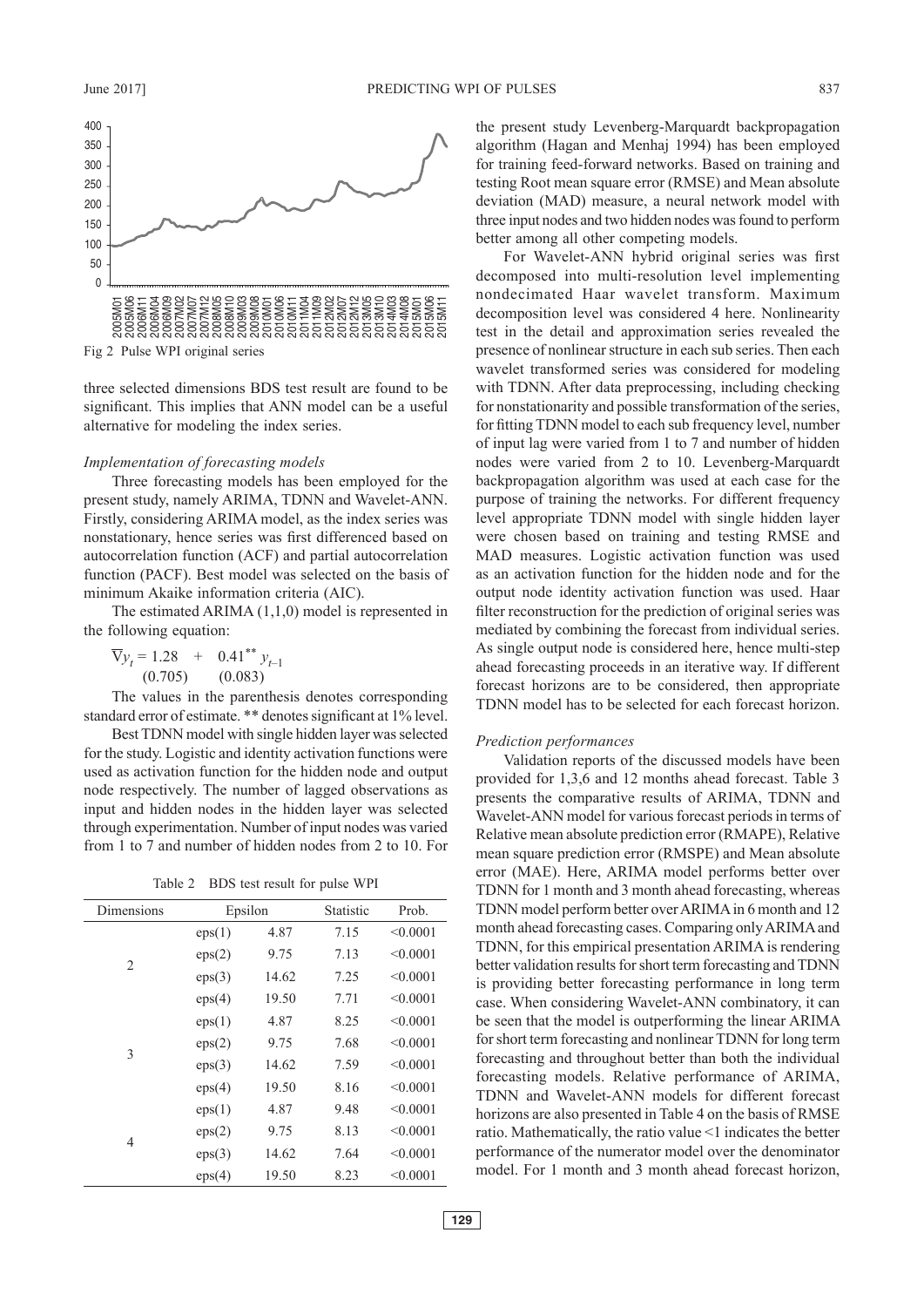Fig 2 Pulse WPI original series

three selected dimensions BDS test result are found to be significant. This implies that ANN model can be a useful alternative for modeling the index series.

*Implementation of forecasting models*

Three forecasting models has been employed for the present study, namely ARIMA, TDNN and Wavelet-ANN. Firstly, considering ARIMA model, as the index series was nonstationary, hence series was first differenced based on autocorrelation function (ACF) and partial autocorrelation function (PACF). Best model was selected on the basis of minimum Akaike information criteria (AIC).

The estimated ARIMA (1,1,0) model is represented in the following equation:

$$\nabla y_t = \underset{(0.705)}{1.28} + \underset{(0.083)}{0.41^{**}}\, y_{t-1}$$

The values in the parenthesis denotes corresponding standard error of estimate. ** denotes significant at 1% level.

Best TDNN model with single hidden layer was selected for the study. Logistic and identity activation functions were used as activation function for the hidden node and output node respectively. The number of lagged observations as input and hidden nodes in the hidden layer was selected through experimentation. Number of input nodes was varied from 1 to 7 and number of hidden nodes from 2 to 10. For the present study Levenberg-Marquardt backpropagation algorithm (Hagan and Menhaj 1994) has been employed for training feed-forward networks. Based on training and testing Root mean square error (RMSE) and Mean absolute deviation (MAD) measure, a neural network model with three input nodes and two hidden nodes was found to perform better among all other competing models.

Table 2 BDS test result for pulse WPI

| Dimensions | Epsilon | | Statistic | Prob. |
|---|---|---|---|---|
| 2 | eps(1) | 4.87 | 7.15 | <0.0001 |
| | eps(2) | 9.75 | 7.13 | <0.0001 |
| | eps(3) | 14.62 | 7.25 | <0.0001 |
| | eps(4) | 19.50 | 7.71 | <0.0001 |
| 3 | eps(1) | 4.87 | 8.25 | <0.0001 |
| | eps(2) | 9.75 | 7.68 | <0.0001 |
| | eps(3) | 14.62 | 7.59 | <0.0001 |
| | eps(4) | 19.50 | 8.16 | <0.0001 |
| 4 | eps(1) | 4.87 | 9.48 | <0.0001 |
| | eps(2) | 9.75 | 8.13 | <0.0001 |
| | eps(3) | 14.62 | 7.64 | <0.0001 |
| | eps(4) | 19.50 | 8.23 | <0.0001 |

For Wavelet-ANN hybrid original series was first decomposed into multi-resolution level implementing nondecimated Haar wavelet transform. Maximum decomposition level was considered 4 here. Nonlinearity test in the detail and approximation series revealed the presence of nonlinear structure in each sub series. Then each wavelet transformed series was considered for modeling with TDNN. After data preprocessing, including checking for nonstationarity and possible transformation of the series, for fitting TDNN model to each sub frequency level, number of input lag were varied from 1 to 7 and number of hidden nodes were varied from 2 to 10. Levenberg-Marquardt backpropagation algorithm was used at each case for the purpose of training the networks. For different frequency level appropriate TDNN model with single hidden layer were chosen based on training and testing RMSE and MAD measures. Logistic activation function was used as an activation function for the hidden node and for the output node identity activation function was used. Haar filter reconstruction for the prediction of original series was mediated by combining the forecast from individual series. As single output node is considered here, hence multi-step ahead forecasting proceeds in an iterative way. If different forecast horizons are to be considered, then appropriate TDNN model has to be selected for each forecast horizon.

*Prediction performances*

Validation reports of the discussed models have been provided for 1,3,6 and 12 months ahead forecast. Table 3 presents the comparative results of ARIMA, TDNN and Wavelet-ANN model for various forecast periods in terms of Relative mean absolute prediction error (RMAPE), Relative mean square prediction error (RMSPE) and Mean absolute error (MAE). Here, ARIMA model performs better over TDNN for 1 month and 3 month ahead forecasting, whereas TDNN model perform better over ARIMA in 6 month and 12 month ahead forecasting cases. Comparing only ARIMA and TDNN, for this empirical presentation ARIMA is rendering better validation results for short term forecasting and TDNN is providing better forecasting performance in long term case. When considering Wavelet-ANN combinatory, it can be seen that the model is outperforming the linear ARIMA for short term forecasting and nonlinear TDNN for long term forecasting and throughout better than both the individual forecasting models. Relative performance of ARIMA, TDNN and Wavelet-ANN models for different forecast horizons are also presented in Table 4 on the basis of RMSE ratio. Mathematically, the ratio value <1 indicates the better performance of the numerator model over the denominator model. For 1 month and 3 month ahead forecast horizon,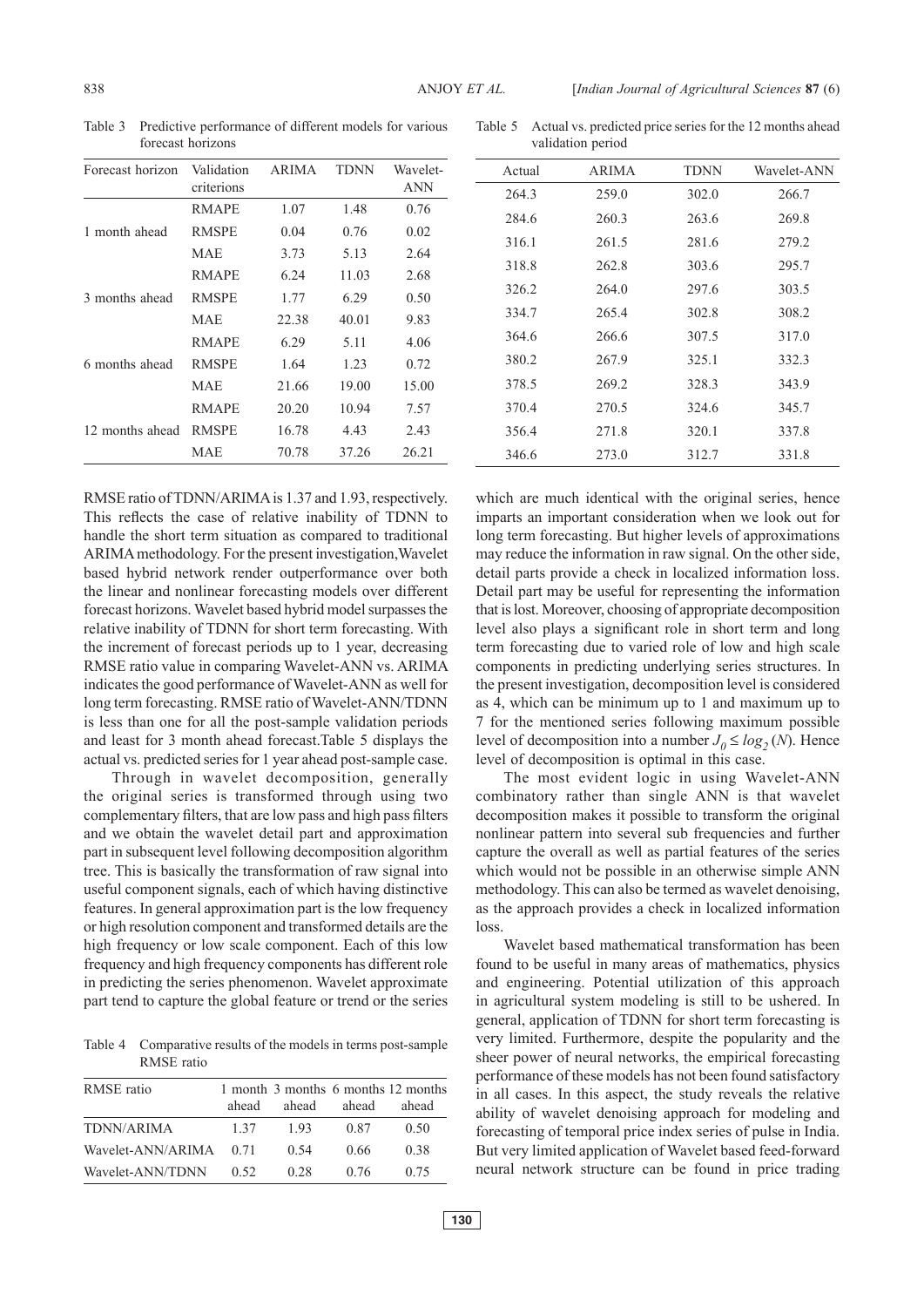Table 3 Predictive performance of different models for various forecast horizons

| Forecast horizon | Validation criterions | ARIMA | TDNN | Wavelet-ANN |
|---|---|---|---|---|
| 1 month ahead | RMAPE | 1.07 | 1.48 | 0.76 |
| | RMSPE | 0.04 | 0.76 | 0.02 |
| | MAE | 3.73 | 5.13 | 2.64 |
| 3 months ahead | RMAPE | 6.24 | 11.03 | 2.68 |
| | RMSPE | 1.77 | 6.29 | 0.50 |
| | MAE | 22.38 | 40.01 | 9.83 |
| 6 months ahead | RMAPE | 6.29 | 5.11 | 4.06 |
| | RMSPE | 1.64 | 1.23 | 0.72 |
| | MAE | 21.66 | 19.00 | 15.00 |
| 12 months ahead | RMAPE | 20.20 | 10.94 | 7.57 |
| | RMSPE | 16.78 | 4.43 | 2.43 |
| | MAE | 70.78 | 37.26 | 26.21 |

RMSE ratio of TDNN/ARIMA is 1.37 and 1.93, respectively. This reflects the case of relative inability of TDNN to handle the short term situation as compared to traditional ARIMA methodology. For the present investigation, Wavelet based hybrid network render outperformance over both the linear and nonlinear forecasting models over different forecast horizons. Wavelet based hybrid model surpasses the relative inability of TDNN for short term forecasting. With the increment of forecast periods up to 1 year, decreasing RMSE ratio value in comparing Wavelet-ANN vs. ARIMA indicates the good performance of Wavelet-ANN as well for long term forecasting. RMSE ratio of Wavelet-ANN/TDNN is less than one for all the post-sample validation periods and least for 3 month ahead forecast. Table 5 displays the actual vs. predicted series for 1 year ahead post-sample case.

Through in wavelet decomposition, generally the original series is transformed through using two complementary filters, that are low pass and high pass filters and we obtain the wavelet detail part and approximation part in subsequent level following decomposition algorithm tree. This is basically the transformation of raw signal into useful component signals, each of which having distinctive features. In general approximation part is the low frequency or high resolution component and transformed details are the high frequency or low scale component. Each of this low frequency and high frequency components has different role in predicting the series phenomenon. Wavelet approximate part tend to capture the global feature or trend or the series

Table 4 Comparative results of the models in terms post-sample RMSE ratio

| RMSE ratio | 1 month ahead | 3 months ahead | 6 months ahead | 12 months ahead |
|---|---|---|---|---|
| TDNN/ARIMA | 1.37 | 1.93 | 0.87 | 0.50 |
| Wavelet-ANN/ARIMA | 0.71 | 0.54 | 0.66 | 0.38 |
| Wavelet-ANN/TDNN | 0.52 | 0.28 | 0.76 | 0.75 |

Table 5 Actual vs. predicted price series for the 12 months ahead validation period

| Actual | ARIMA | TDNN | Wavelet-ANN |
|---|---|---|---|
| 264.3 | 259.0 | 302.0 | 266.7 |
| 284.6 | 260.3 | 263.6 | 269.8 |
| 316.1 | 261.5 | 281.6 | 279.2 |
| 318.8 | 262.8 | 303.6 | 295.7 |
| 326.2 | 264.0 | 297.6 | 303.5 |
| 334.7 | 265.4 | 302.8 | 308.2 |
| 364.6 | 266.6 | 307.5 | 317.0 |
| 380.2 | 267.9 | 325.1 | 332.3 |
| 378.5 | 269.2 | 328.3 | 343.9 |
| 370.4 | 270.5 | 324.6 | 345.7 |
| 356.4 | 271.8 | 320.1 | 337.8 |
| 346.6 | 273.0 | 312.7 | 331.8 |

which are much identical with the original series, hence imparts an important consideration when we look out for long term forecasting. But higher levels of approximations may reduce the information in raw signal. On the other side, detail parts provide a check in localized information loss. Detail part may be useful for representing the information that is lost. Moreover, choosing of appropriate decomposition level also plays a significant role in short term and long term forecasting due to varied role of low and high scale components in predicting underlying series structures. In the present investigation, decomposition level is considered as 4, which can be minimum up to 1 and maximum up to 7 for the mentioned series following maximum possible level of decomposition into a number $J_0 \leq log_2(N)$. Hence level of decomposition is optimal in this case.

The most evident logic in using Wavelet-ANN combinatory rather than single ANN is that wavelet decomposition makes it possible to transform the original nonlinear pattern into several sub frequencies and further capture the overall as well as partial features of the series which would not be possible in an otherwise simple ANN methodology. This can also be termed as wavelet denoising, as the approach provides a check in localized information loss.

Wavelet based mathematical transformation has been found to be useful in many areas of mathematics, physics and engineering. Potential utilization of this approach in agricultural system modeling is still to be ushered. In general, application of TDNN for short term forecasting is very limited. Furthermore, despite the popularity and the sheer power of neural networks, the empirical forecasting performance of these models has not been found satisfactory in all cases. In this aspect, the study reveals the relative ability of wavelet denoising approach for modeling and forecasting of temporal price index series of pulse in India. But very limited application of Wavelet based feed-forward neural network structure can be found in price trading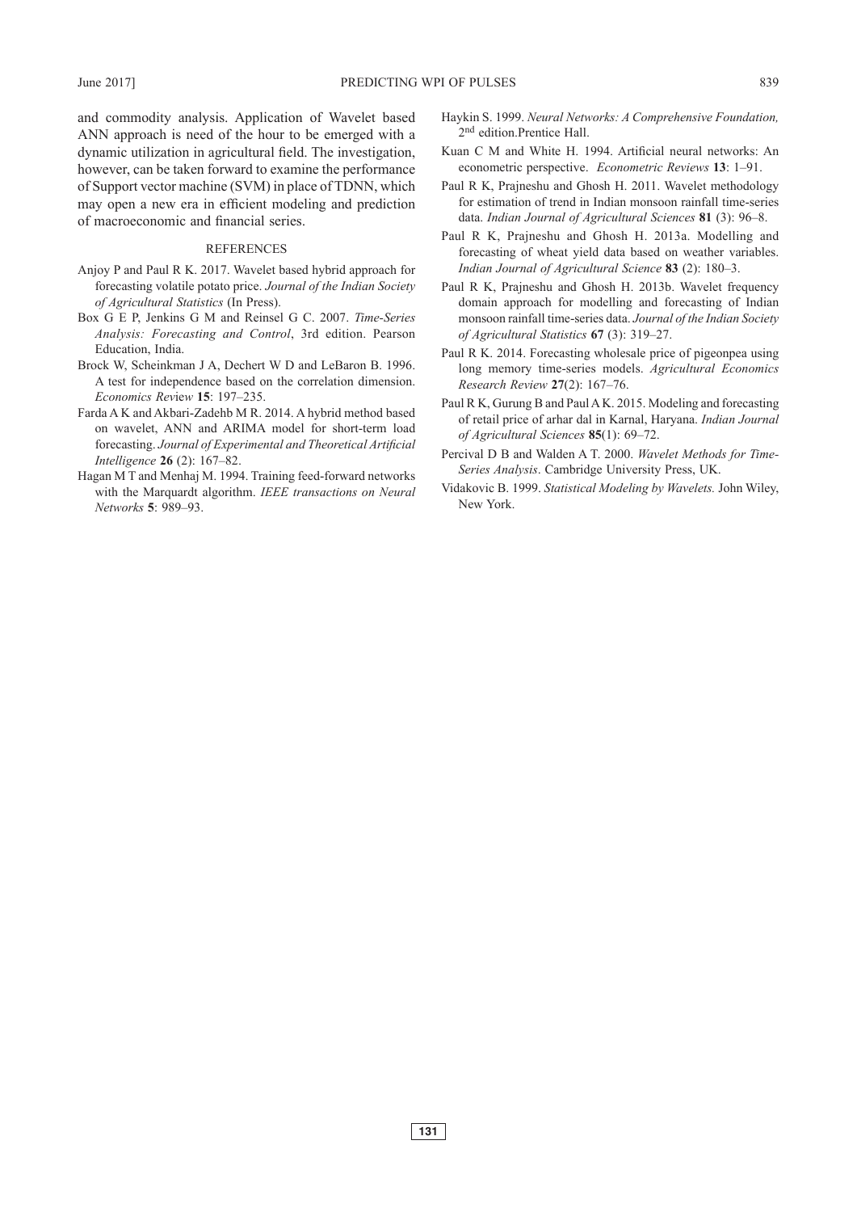and commodity analysis. Application of Wavelet based ANN approach is need of the hour to be emerged with a dynamic utilization in agricultural field. The investigation, however, can be taken forward to examine the performance of Support vector machine (SVM) in place of TDNN, which may open a new era in efficient modeling and prediction of macroeconomic and financial series.

## REFERENCES

Anjoy P and Paul R K. 2017. Wavelet based hybrid approach for forecasting volatile potato price. *Journal of the Indian Society of Agricultural Statistics* (In Press).

Box G E P, Jenkins G M and Reinsel G C. 2007. *Time-Series Analysis: Forecasting and Control*, 3rd edition. Pearson Education, India.

Brock W, Scheinkman J A, Dechert W D and LeBaron B. 1996. A test for independence based on the correlation dimension. *Economics Review* **15**: 197–235.

Farda A K and Akbari-Zadehb M R. 2014. A hybrid method based on wavelet, ANN and ARIMA model for short-term load forecasting. *Journal of Experimental and Theoretical Artificial Intelligence* **26** (2): 167–82.

Hagan M T and Menhaj M. 1994. Training feed-forward networks with the Marquardt algorithm. *IEEE transactions on Neural Networks* **5**: 989–93.

Haykin S. 1999. *Neural Networks: A Comprehensive Foundation,* 2nd edition.Prentice Hall.

Kuan C M and White H. 1994. Artificial neural networks: An econometric perspective. *Econometric Reviews* **13**: 1–91.

Paul R K, Prajneshu and Ghosh H. 2011. Wavelet methodology for estimation of trend in Indian monsoon rainfall time-series data. *Indian Journal of Agricultural Sciences* **81** (3): 96–8.

Paul R K, Prajneshu and Ghosh H. 2013a. Modelling and forecasting of wheat yield data based on weather variables. *Indian Journal of Agricultural Science* **83** (2): 180–3.

Paul R K, Prajneshu and Ghosh H. 2013b. Wavelet frequency domain approach for modelling and forecasting of Indian monsoon rainfall time-series data. *Journal of the Indian Society of Agricultural Statistics* **67** (3): 319–27.

Paul R K. 2014. Forecasting wholesale price of pigeonpea using long memory time-series models. *Agricultural Economics Research Review* **27**(2): 167–76.

Paul R K, Gurung B and Paul A K. 2015. Modeling and forecasting of retail price of arhar dal in Karnal, Haryana. *Indian Journal of Agricultural Sciences* **85**(1): 69–72.

Percival D B and Walden A T. 2000. *Wavelet Methods for Time-Series Analysis*. Cambridge University Press, UK.

Vidakovic B. 1999. *Statistical Modeling by Wavelets.* John Wiley, New York.